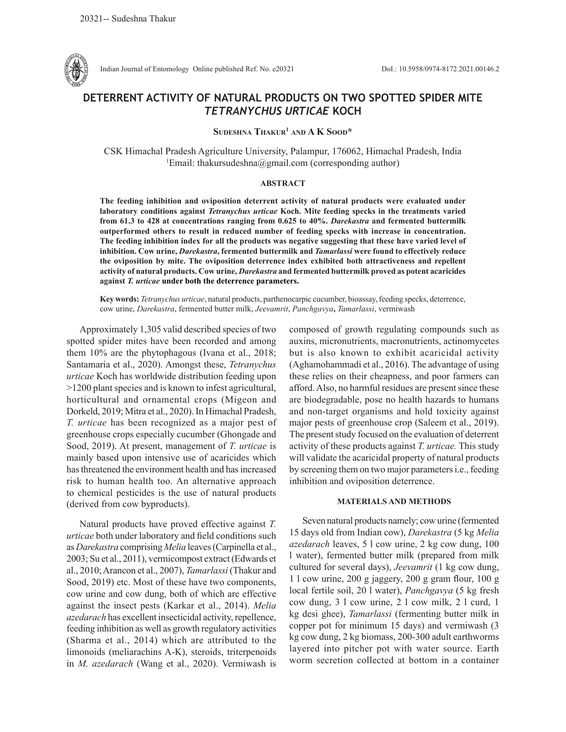# DETERRENT ACTIVITY OF NATURAL PRODUCTS ON TWO SPOTTED SPIDER MITE *TETRANYCHUS URTICAE* KOCH

**Sudeshna Thakur[1] and A K Sood***

CSK Himachal Pradesh Agriculture University, Palampur, 176062, Himachal Pradesh, India
[1]Email: thakursudeshna@gmail.com (corresponding author)

## ABSTRACT

**The feeding inhibition and oviposition deterrent activity of natural products were evaluated under laboratory conditions against *Tetranychus urticae* Koch. Mite feeding specks in the treatments varied from 61.3 to 428 at concentrations ranging from 0.625 to 40%. *Darekastra* and fermented buttermilk outperformed others to result in reduced number of feeding specks with increase in concentration. The feeding inhibition index for all the products was negative suggesting that these have varied level of inhibition. Cow urine, *Darekastra*, fermented buttermilk and *Tamarlassi* were found to effectively reduce the oviposition by mite. The oviposition deterrence index exhibited both attractiveness and repellent activity of natural products. Cow urine, *Darekastra* and fermented buttermilk proved as potent acaricides against *T. urticae* under both the deterrence parameters.**

**Key words:** *Tetranychus urticae*, natural products, parthenocarpic cucumber, bioassay, feeding specks, deterrence, cow urine, *Darekastra*, fermented butter milk, *Jeevamrit*, *Panchgavya*, ***Tamarlassi***, vermiwash

Approximately 1,305 valid described species of two spotted spider mites have been recorded and among them 10% are the phytophagous (Ivana et al., 2018; Santamaria et al., 2020). Amongst these, *Tetranychus urticae* Koch has worldwide distribution feeding upon >1200 plant species and is known to infest agricultural, horticultural and ornamental crops (Migeon and Dorkeld, 2019; Mitra et al., 2020). In Himachal Pradesh, *T. urticae* has been recognized as a major pest of greenhouse crops especially cucumber (Ghongade and Sood, 2019). At present, management of *T. urticae* is mainly based upon intensive use of acaricides which has threatened the environment health and has increased risk to human health too. An alternative approach to chemical pesticides is the use of natural products (derived from cow byproducts).

Natural products have proved effective against *T. urticae* both under laboratory and field conditions such as *Darekastra* comprising *Melia* leaves (Carpinella et al., 2003; Su et al., 2011), vermicompost extract (Edwards et al., 2010; Arancon et al., 2007), *Tamarlassi* (Thakur and Sood, 2019) etc. Most of these have two components, cow urine and cow dung, both of which are effective against the insect pests (Karkar et al., 2014). *Melia azedarach* has excellent insecticidal activity, repellence, feeding inhibition as well as growth regulatory activities (Sharma et al., 2014) which are attributed to the limonoids (meliarachins A-K), steroids, triterpenoids in *M. azedarach* (Wang et al., 2020). Vermiwash is composed of growth regulating compounds such as auxins, micronutrients, macronutrients, actinomycetes but is also known to exhibit acaricidal activity (Aghamohammadi et al., 2016). The advantage of using these relies on their cheapness, and poor farmers can afford. Also, no harmful residues are present since these are biodegradable, pose no health hazards to humans and non-target organisms and hold toxicity against major pests of greenhouse crop (Saleem et al., 2019). The present study focused on the evaluation of deterrent activity of these products against *T. urticae.* This study will validate the acaricidal property of natural products by screening them on two major parameters i.e., feeding inhibition and oviposition deterrence.

## MATERIALS AND METHODS

Seven natural products namely; cow urine (fermented 15 days old from Indian cow), *Darekastra* (5 kg *Melia azedarach* leaves, 5 l cow urine, 2 kg cow dung, 100 l water), fermented butter milk (prepared from milk cultured for several days), *Jeevamrit* (1 kg cow dung, 1 l cow urine, 200 g jaggery, 200 g gram flour, 100 g local fertile soil, 20 l water), *Panchgavya* (5 kg fresh cow dung, 3 l cow urine, 2 l cow milk, 2 l curd, 1 kg desi ghee), *Tamarlassi* (fermenting butter milk in copper pot for minimum 15 days) and vermiwash (3 kg cow dung, 2 kg biomass, 200-300 adult earthworms layered into pitcher pot with water source. Earth worm secretion collected at bottom in a container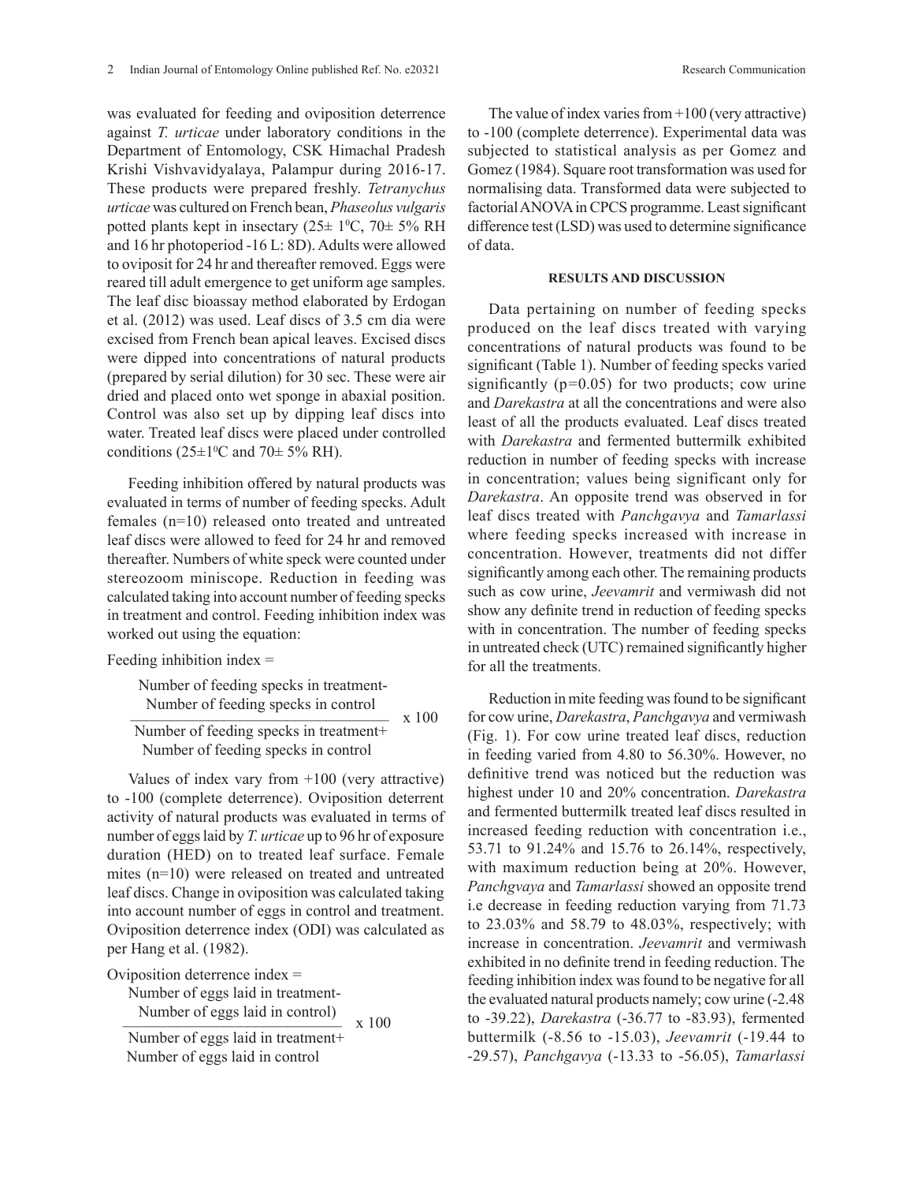was evaluated for feeding and oviposition deterrence against *T. urticae* under laboratory conditions in the Department of Entomology, CSK Himachal Pradesh Krishi Vishvavidyalaya, Palampur during 2016-17. These products were prepared freshly. *Tetranychus urticae* was cultured on French bean, *Phaseolus vulgaris* potted plants kept in insectary (25± 1$^0$C, 70± 5% RH and 16 hr photoperiod -16 L: 8D). Adults were allowed to oviposit for 24 hr and thereafter removed. Eggs were reared till adult emergence to get uniform age samples. The leaf disc bioassay method elaborated by Erdogan et al. (2012) was used. Leaf discs of 3.5 cm dia were excised from French bean apical leaves. Excised discs were dipped into concentrations of natural products (prepared by serial dilution) for 30 sec. These were air dried and placed onto wet sponge in abaxial position. Control was also set up by dipping leaf discs into water. Treated leaf discs were placed under controlled conditions (25±1$^0$C and 70± 5% RH).

Feeding inhibition offered by natural products was evaluated in terms of number of feeding specks. Adult females (n=10) released onto treated and untreated leaf discs were allowed to feed for 24 hr and removed thereafter. Numbers of white speck were counted under stereozoom miniscope. Reduction in feeding was calculated taking into account number of feeding specks in treatment and control. Feeding inhibition index was worked out using the equation:

Feeding inhibition index =

$$\frac{\text{Number of feeding specks in treatment- Number of feeding specks in control}}{\text{Number of feeding specks in treatment+ Number of feeding specks in control}} \times 100$$

Values of index vary from +100 (very attractive) to -100 (complete deterrence). Oviposition deterrent activity of natural products was evaluated in terms of number of eggs laid by *T. urticae* up to 96 hr of exposure duration (HED) on to treated leaf surface. Female mites (n=10) were released on treated and untreated leaf discs. Change in oviposition was calculated taking into account number of eggs in control and treatment. Oviposition deterrence index (ODI) was calculated as per Hang et al. (1982).

Oviposition deterrence index =

$$\frac{\text{Number of eggs laid in treatment- Number of eggs laid in control)}}{\text{Number of eggs laid in treatment+ Number of eggs laid in control}} \times 100$$

The value of index varies from +100 (very attractive) to -100 (complete deterrence). Experimental data was subjected to statistical analysis as per Gomez and Gomez (1984). Square root transformation was used for normalising data. Transformed data were subjected to factorial ANOVA in CPCS programme. Least significant difference test (LSD) was used to determine significance of data.

## RESULTS AND DISCUSSION

Data pertaining on number of feeding specks produced on the leaf discs treated with varying concentrations of natural products was found to be significant (Table 1). Number of feeding specks varied significantly ($p=0.05$) for two products; cow urine and *Darekastra* at all the concentrations and were also least of all the products evaluated. Leaf discs treated with *Darekastra* and fermented buttermilk exhibited reduction in number of feeding specks with increase in concentration; values being significant only for *Darekastra*. An opposite trend was observed in for leaf discs treated with *Panchgavya* and *Tamarlassi* where feeding specks increased with increase in concentration. However, treatments did not differ significantly among each other. The remaining products such as cow urine, *Jeevamrit* and vermiwash did not show any definite trend in reduction of feeding specks with in concentration. The number of feeding specks in untreated check (UTC) remained significantly higher for all the treatments.

Reduction in mite feeding was found to be significant for cow urine, *Darekastra*, *Panchgavya* and vermiwash (Fig. 1). For cow urine treated leaf discs, reduction in feeding varied from 4.80 to 56.30%. However, no definitive trend was noticed but the reduction was highest under 10 and 20% concentration. *Darekastra* and fermented buttermilk treated leaf discs resulted in increased feeding reduction with concentration i.e., 53.71 to 91.24% and 15.76 to 26.14%, respectively, with maximum reduction being at 20%. However, *Panchgvaya* and *Tamarlassi* showed an opposite trend i.e decrease in feeding reduction varying from 71.73 to 23.03% and 58.79 to 48.03%, respectively; with increase in concentration. *Jeevamrit* and vermiwash exhibited in no definite trend in feeding reduction. The feeding inhibition index was found to be negative for all the evaluated natural products namely; cow urine (-2.48 to -39.22), *Darekastra* (-36.77 to -83.93), fermented buttermilk (-8.56 to -15.03), *Jeevamrit* (-19.44 to -29.57), *Panchgavya* (-13.33 to -56.05), *Tamarlassi*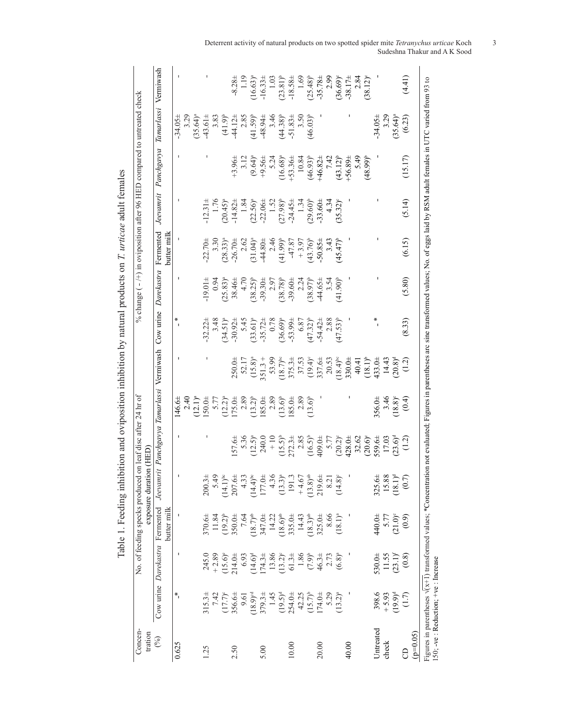Table 1. Feeding inhibition and oviposition inhibition by natural products on *T. urticae* adult females

| Concentration (%) | No. of feeding specks produced on leaf disc after 24 hr of exposure duration (HED) | | | | | | | % change (-/+) in oviposition after 96 HED compared to untreated check | | | | | | |
|---|---|---|---|---|---|---|---|---|---|---|---|---|---|---|
| | Cow urine | *Darekastra* | Fermented butter milk | *Jeevamrit* | *Panchgavya* | *Tamarlassi* | Vermiwash | Cow urine | *Darekastra* | Fermented butter milk | *Jeevamrit* | *Panchgavya* | *Tamarlassi* | Vermiwash |
| 0.625 | -* | - | - | - | - | 146.6± 2.40 (12.1)$^{a}$ | - | -* | - | - | - | - | -34.05± 3.29 (35.64)$^{a}$ | - |
| 1.25 | 315.3± 7.42 (17.7)$^{c}$ | 245.0 + 2.89 (15.6)$^{e}$ | 370.6± 11.84 (19.2)$^{b}$ | 200.3± 5.49 (14.1)$^{bc}$ | - | 150.0± 5.77 (12.2)$^{a}$ | - | -32.22± 3.48 (34.51)$^{a}$ | -19.01± 0.94 (25.83)$^{a}$ | -22.70± 3.30 (28.33)$^{a}$ | -12.31± 1.76 (20.45)$^{a}$ | - | -43.61± 3.83 (41.9)$^{b}$ | - |
| 2.50 | 356.6± 9.61 (18.9)$^{cd}$ | 214.0± 6.93 (14.6)$^{d}$ | 350.0± 7.64 (18.7)$^{ab}$ | 207.6± 4.33 (14.4)$^{bc}$ | 157.6± 5.36 (12.5)$^{a}$ | 175.0± 2.89 (13.2)$^{b}$ | 250.0± 52.17 (15.8)$^{a}$ | -30.92± 5.45 (33.61)$^{a}$ | 38.46± 4.70 (38.25)$^{b}$ | -26.70± 2.62 (31.04)$^{a}$ | -14.82± 1.84 (22.56)$^{a}$ | +3.96± 3.12 (9.64)$^{a}$ | -44.12± 2.85 (41.59)$^{b}$ | -8.28± 1.19 (16.63)$^{a}$ |
| 5.00 | 379.3± 1.45 (19.5)$^{d}$ | 174.3± 13.86 (13.2)$^{c}$ | 347.0± 14.22 (18.6)$^{ab}$ | 177.0± 4.36 (13.3)$^{a}$ | 240.0 + 10 (15.5)$^{b}$ | 185.0± 2.89 (13.6)$^{b}$ | 351.3 + 53.99 (18.7)$^{bc}$ | -35.72± 0.78 (36.69)$^{a}$ | -39.30± 2.97 (38.78)$^{b}$ | -44.80± 2.46 (41.99)$^{b}$ | -22.06± 1.52 (27.98)$^{b}$ | +9.56± 5.24 (16.68)$^{a}$ | -48.94± 3.46 (44.38)$^{b}$ | -16.33± 1.03 (23.81)$^{b}$ |
| 10.00 | 254.0± 42.25 (15.7)$^{b}$ | 61.3± 1.86 (7.9)$^{b}$ | 335.0± 14.43 (18.3)$^{ab}$ | 191.3 + 4.67 (13.8)$^{ab}$ | 272.3± 2.85 (16.5)$^{b}$ | 185.0± 2.89 (13.6)$^{b}$ | 375.3± 37.53 (19.4)$^{c}$ | -53.99± 6.87 (47.32)$^{b}$ | -39.60± 2.24 (38.97)$^{b}$ | -47.87 + 3.97 (43.76)$^{b}$ | -24.45± 1.34 (29.60)$^{b}$ | +53.36± 10.84 (46.93)$^{b}$ | -51.83± 3.50 (46.03)$^{b}$ | -18.58± 1.69 (25.48)$^{b}$ |
| 20.00 | 174.0± 5.29 (13.2)$^{a}$ | 46.3± 2.73 (6.8)$^{a}$ | 325.0± 8.66 (18.1)$^{a}$ | 219.6± 8.21 (14.8)$^{c}$ | 409.0± 5.77 (20.2)$^{c}$ | - | 337.6± 20.53 (18.4)$^{bc}$ | -54.42± 2.88 (47.53)$^{b}$ | -44.65± 3.54 (41.90)$^{b}$ | -50.85± 3.43 (45.47)$^{b}$ | -33.60± 4.34 (35.32)$^{c}$ | +46.82± 7.42 (43.12)$^{b}$ | - | -35.78± 2.99 (36.69)$^{c}$ |
| 40.00 | - | - | - | - | 428.0± 32.62 (20.6)$^{c}$ | - | 330.0± 40.41 (18.1)$^{b}$ | - | - | - | - | +56.89± 5.49 (48.99)$^{b}$ | - | -38.17± 2.84 (38.12)$^{c}$ |
| Untreated check | 398.6 + 5.93 (19.9)$^{d}$ | 530.0± 11.55 (23.1)$^{f}$ | 440.0± 5.77 (21.0)$^{c}$ | 325.6± 15.88 (18.1)$^{d}$ | 559.6± 17.03 (23.6)$^{d}$ | 356.0± 3.46 (18.8)$^{c}$ | 433.0± 14.43 (20.8)$^{d}$ | -* | - | - | - | - | -34.05± 3.29 (35.64)$^{a}$ | - |
| CD (p=0.05) | (1.7) | (0.8) | (0.9) | (0.7) | (1.2) | (0.4) | (1.2) | (8.33) | (5.80) | (6.15) | (5.14) | (15.17) | (6.23) | (4.41) |

Figures in parentheses $\sqrt{(x+1)}$ transformed values; *Concentration not evaluated; Figures in parentheses are sine transformed values; No. of eggs laid by RSM adult females in UTC varied from 93 to 150; -ve : Reduction; +ve : Increase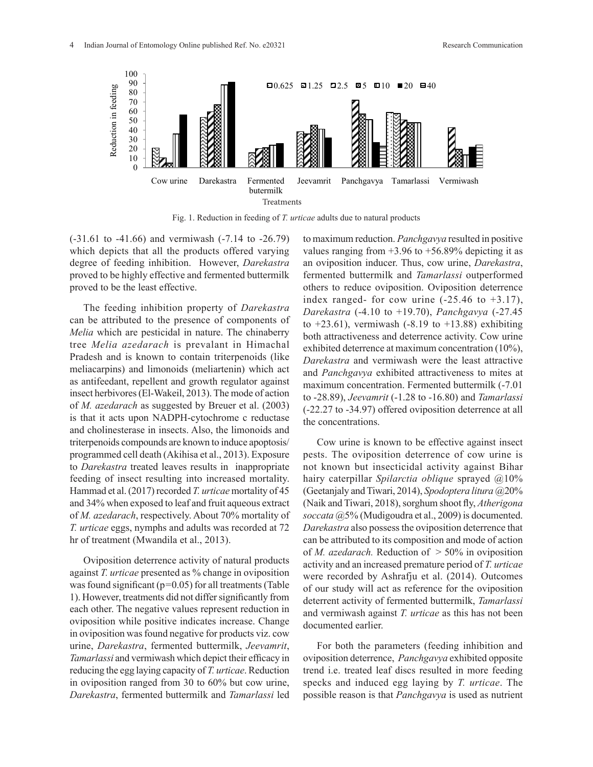Fig. 1. Reduction in feeding of *T. urticae* adults due to natural products

(-31.61 to -41.66) and vermiwash (-7.14 to -26.79) which depicts that all the products offered varying degree of feeding inhibition. However, *Darekastra* proved to be highly effective and fermented buttermilk proved to be the least effective.

The feeding inhibition property of *Darekastra* can be attributed to the presence of components of *Melia* which are pesticidal in nature. The chinaberry tree *Melia azedarach* is prevalant in Himachal Pradesh and is known to contain triterpenoids (like meliacarpins) and limonoids (meliartenin) which act as antifeedant, repellent and growth regulator against insect herbivores (El-Wakeil, 2013). The mode of action of *M. azedarach* as suggested by Breuer et al. (2003) is that it acts upon NADPH-cytochrome c reductase and cholinesterase in insects. Also, the limonoids and triterpenoids compounds are known to induce apoptosis/programmed cell death (Akihisa et al., 2013). Exposure to *Darekastra* treated leaves results in inappropriate feeding of insect resulting into increased mortality. Hammad et al. (2017) recorded *T. urticae* mortality of 45 and 34% when exposed to leaf and fruit aqueous extract of *M. azedarach*, respectively. About 70% mortality of *T. urticae* eggs, nymphs and adults was recorded at 72 hr of treatment (Mwandila et al., 2013).

Oviposition deterrence activity of natural products against *T. urticae* presented as % change in oviposition was found significant (p=0.05) for all treatments (Table 1). However, treatments did not differ significantly from each other. The negative values represent reduction in oviposition while positive indicates increase. Change in oviposition was found negative for products viz. cow urine, *Darekastra*, fermented buttermilk, *Jeevamrit*, *Tamarlassi* and vermiwash which depict their efficacy in reducing the egg laying capacity of *T. urticae*. Reduction in oviposition ranged from 30 to 60% but cow urine, *Darekastra*, fermented buttermilk and *Tamarlassi* led to maximum reduction. *Panchgavya* resulted in positive values ranging from +3.96 to +56.89% depicting it as an oviposition inducer. Thus, cow urine, *Darekastra*, fermented buttermilk and *Tamarlassi* outperformed others to reduce oviposition. Oviposition deterrence index ranged- for cow urine (-25.46 to +3.17), *Darekastra* (-4.10 to +19.70), *Panchgavya* (-27.45 to +23.61), vermiwash (-8.19 to +13.88) exhibiting both attractiveness and deterrence activity. Cow urine exhibited deterrence at maximum concentration (10%), *Darekastra* and vermiwash were the least attractive and *Panchgavya* exhibited attractiveness to mites at maximum concentration. Fermented buttermilk (-7.01 to -28.89), *Jeevamrit* (-1.28 to -16.80) and *Tamarlassi* (-22.27 to -34.97) offered oviposition deterrence at all the concentrations.

Cow urine is known to be effective against insect pests. The oviposition deterrence of cow urine is not known but insecticidal activity against Bihar hairy caterpillar *Spilarctia oblique* sprayed @10% (Geetanjaly and Tiwari, 2014), *Spodoptera litura* @20% (Naik and Tiwari, 2018), sorghum shoot fly, *Atherigona soccata* @5% (Mudigoudra et al., 2009) is documented. *Darekastra* also possess the oviposition deterrence that can be attributed to its composition and mode of action of *M. azedarach.* Reduction of > 50% in oviposition activity and an increased premature period of *T. urticae* were recorded by Ashrafju et al. (2014). Outcomes of our study will act as reference for the oviposition deterrent activity of fermented buttermilk, *Tamarlassi* and vermiwash against *T. urticae* as this has not been documented earlier.

For both the parameters (feeding inhibition and oviposition deterrence, *Panchgavya* exhibited opposite trend i.e. treated leaf discs resulted in more feeding specks and induced egg laying by *T. urticae*. The possible reason is that *Panchgavya* is used as nutrient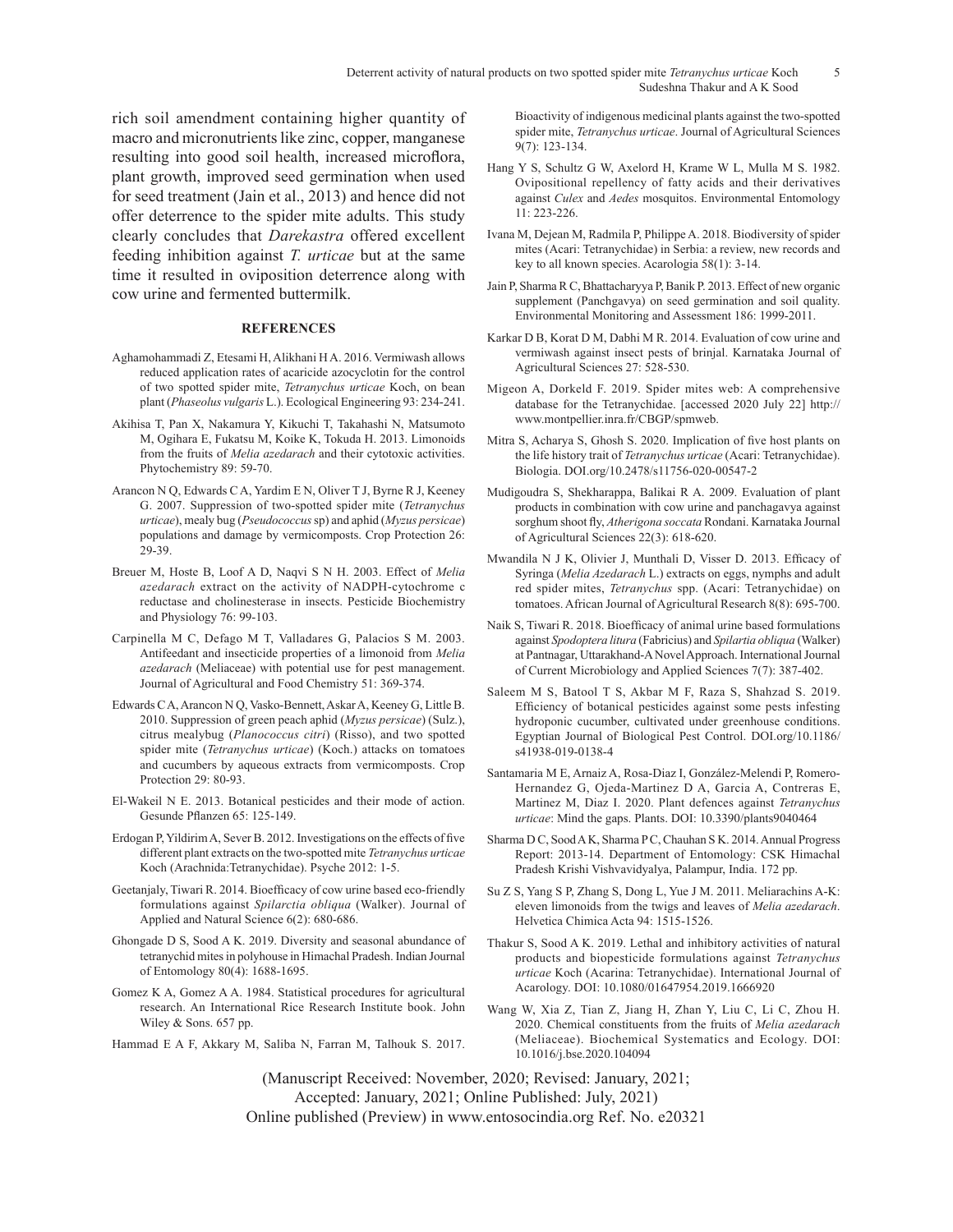rich soil amendment containing higher quantity of macro and micronutrients like zinc, copper, manganese resulting into good soil health, increased microflora, plant growth, improved seed germination when used for seed treatment (Jain et al., 2013) and hence did not offer deterrence to the spider mite adults. This study clearly concludes that *Darekastra* offered excellent feeding inhibition against *T. urticae* but at the same time it resulted in oviposition deterrence along with cow urine and fermented buttermilk.

## REFERENCES

Aghamohammadi Z, Etesami H, Alikhani H A. 2016. Vermiwash allows reduced application rates of acaricide azocyclotin for the control of two spotted spider mite, *Tetranychus urticae* Koch, on bean plant (*Phaseolus vulgaris* L.). Ecological Engineering 93: 234-241.

Akihisa T, Pan X, Nakamura Y, Kikuchi T, Takahashi N, Matsumoto M, Ogihara E, Fukatsu M, Koike K, Tokuda H. 2013. Limonoids from the fruits of *Melia azedarach* and their cytotoxic activities. Phytochemistry 89: 59-70.

Arancon N Q, Edwards C A, Yardim E N, Oliver T J, Byrne R J, Keeney G. 2007. Suppression of two-spotted spider mite (*Tetranychus urticae*), mealy bug (*Pseudococcus* sp) and aphid (*Myzus persicae*) populations and damage by vermicomposts. Crop Protection 26: 29-39.

Breuer M, Hoste B, Loof A D, Naqvi S N H. 2003. Effect of *Melia azedarach* extract on the activity of NADPH-cytochrome c reductase and cholinesterase in insects. Pesticide Biochemistry and Physiology 76: 99-103.

Carpinella M C, Defago M T, Valladares G, Palacios S M. 2003. Antifeedant and insecticide properties of a limonoid from *Melia azedarach* (Meliaceae) with potential use for pest management. Journal of Agricultural and Food Chemistry 51: 369-374.

Edwards C A, Arancon N Q, Vasko-Bennett, Askar A, Keeney G, Little B. 2010. Suppression of green peach aphid (*Myzus persicae*) (Sulz.), citrus mealybug (*Planococcus citri*) (Risso), and two spotted spider mite (*Tetranychus urticae*) (Koch.) attacks on tomatoes and cucumbers by aqueous extracts from vermicomposts. Crop Protection 29: 80-93.

El-Wakeil N E. 2013. Botanical pesticides and their mode of action. Gesunde Pflanzen 65: 125-149.

Erdogan P, Yildirim A, Sever B. 2012. Investigations on the effects of five different plant extracts on the two-spotted mite *Tetranychus urticae* Koch (Arachnida:Tetranychidae). Psyche 2012: 1-5.

Geetanjaly, Tiwari R. 2014. Bioefficacy of cow urine based eco-friendly formulations against *Spilarctia obliqua* (Walker). Journal of Applied and Natural Science 6(2): 680-686.

Ghongade D S, Sood A K. 2019. Diversity and seasonal abundance of tetranychid mites in polyhouse in Himachal Pradesh. Indian Journal of Entomology 80(4): 1688-1695.

Gomez K A, Gomez A A. 1984. Statistical procedures for agricultural research. An International Rice Research Institute book. John Wiley & Sons. 657 pp.

Hammad E A F, Akkary M, Saliba N, Farran M, Talhouk S. 2017. Bioactivity of indigenous medicinal plants against the two-spotted spider mite, *Tetranychus urticae*. Journal of Agricultural Sciences 9(7): 123-134.

Hang Y S, Schultz G W, Axelord H, Krame W L, Mulla M S. 1982. Ovipositional repellency of fatty acids and their derivatives against *Culex* and *Aedes* mosquitos. Environmental Entomology 11: 223-226.

Ivana M, Dejean M, Radmila P, Philippe A. 2018. Biodiversity of spider mites (Acari: Tetranychidae) in Serbia: a review, new records and key to all known species. Acarologia 58(1): 3-14.

Jain P, Sharma R C, Bhattacharyya P, Banik P. 2013. Effect of new organic supplement (Panchgavya) on seed germination and soil quality. Environmental Monitoring and Assessment 186: 1999-2011.

Karkar D B, Korat D M, Dabhi M R. 2014. Evaluation of cow urine and vermiwash against insect pests of brinjal. Karnataka Journal of Agricultural Sciences 27: 528-530.

Migeon A, Dorkeld F. 2019. Spider mites web: A comprehensive database for the Tetranychidae. [accessed 2020 July 22] http://www.montpellier.inra.fr/CBGP/spmweb.

Mitra S, Acharya S, Ghosh S. 2020. Implication of five host plants on the life history trait of *Tetranychus urticae* (Acari: Tetranychidae). Biologia. DOI.org/10.2478/s11756-020-00547-2

Mudigoudra S, Shekharappa, Balikai R A. 2009. Evaluation of plant products in combination with cow urine and panchagavya against sorghum shoot fly, *Atherigona soccata* Rondani. Karnataka Journal of Agricultural Sciences 22(3): 618-620.

Mwandila N J K, Olivier J, Munthali D, Visser D. 2013. Efficacy of Syringa (*Melia Azedarach* L.) extracts on eggs, nymphs and adult red spider mites, *Tetranychus* spp. (Acari: Tetranychidae) on tomatoes. African Journal of Agricultural Research 8(8): 695-700.

Naik S, Tiwari R. 2018. Bioefficacy of animal urine based formulations against *Spodoptera litura* (Fabricius) and *Spilartia obliqua* (Walker) at Pantnagar, Uttarakhand-A Novel Approach. International Journal of Current Microbiology and Applied Sciences 7(7): 387-402.

Saleem M S, Batool T S, Akbar M F, Raza S, Shahzad S. 2019. Efficiency of botanical pesticides against some pests infesting hydroponic cucumber, cultivated under greenhouse conditions. Egyptian Journal of Biological Pest Control. DOI.org/10.1186/s41938-019-0138-4

Santamaria M E, Arnaiz A, Rosa-Diaz I, González-Melendi P, Romero-Hernandez G, Ojeda-Martinez D A, Garcia A, Contreras E, Martinez M, Diaz I. 2020. Plant defences against *Tetranychus urticae*: Mind the gaps. Plants. DOI: 10.3390/plants9040464

Sharma D C, Sood A K, Sharma P C, Chauhan S K. 2014. Annual Progress Report: 2013-14. Department of Entomology: CSK Himachal Pradesh Krishi Vishvavidyalya, Palampur, India. 172 pp.

Su Z S, Yang S P, Zhang S, Dong L, Yue J M. 2011. Meliarachins A-K: eleven limonoids from the twigs and leaves of *Melia azedarach*. Helvetica Chimica Acta 94: 1515-1526.

Thakur S, Sood A K. 2019. Lethal and inhibitory activities of natural products and biopesticide formulations against *Tetranychus urticae* Koch (Acarina: Tetranychidae). International Journal of Acarology. DOI: 10.1080/01647954.2019.1666920

Wang W, Xia Z, Tian Z, Jiang H, Zhan Y, Liu C, Li C, Zhou H. 2020. Chemical constituents from the fruits of *Melia azedarach* (Meliaceae). Biochemical Systematics and Ecology. DOI: 10.1016/j.bse.2020.104094

(Manuscript Received: November, 2020; Revised: January, 2021; Accepted: January, 2021; Online Published: July, 2021)

Online published (Preview) in www.entosocindia.org Ref. No. e20321